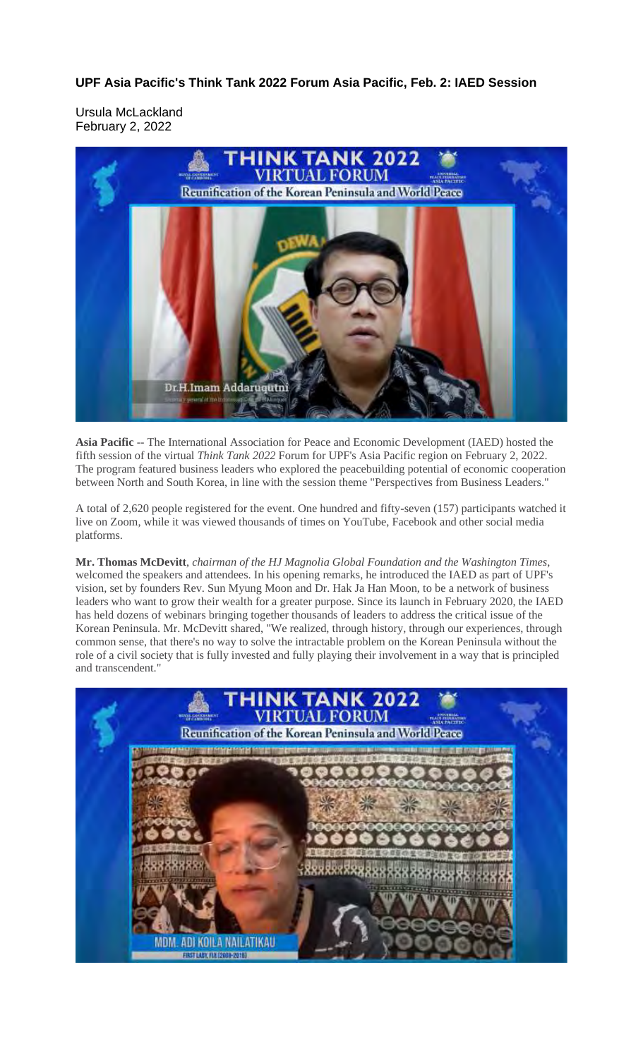**UPF Asia Pacific's Think Tank 2022 Forum Asia Pacific, Feb. 2: IAED Session**

Ursula McLackland
February 2, 2022

**Asia Pacific** -- The International Association for Peace and Economic Development (IAED) hosted the fifth session of the virtual *Think Tank 2022* Forum for UPF's Asia Pacific region on February 2, 2022. The program featured business leaders who explored the peacebuilding potential of economic cooperation between North and South Korea, in line with the session theme "Perspectives from Business Leaders."

A total of 2,620 people registered for the event. One hundred and fifty-seven (157) participants watched it live on Zoom, while it was viewed thousands of times on YouTube, Facebook and other social media platforms.

**Mr. Thomas McDevitt**, *chairman of the HJ Magnolia Global Foundation and the Washington Times*, welcomed the speakers and attendees. In his opening remarks, he introduced the IAED as part of UPF's vision, set by founders Rev. Sun Myung Moon and Dr. Hak Ja Han Moon, to be a network of business leaders who want to grow their wealth for a greater purpose. Since its launch in February 2020, the IAED has held dozens of webinars bringing together thousands of leaders to address the critical issue of the Korean Peninsula. Mr. McDevitt shared, "We realized, through history, through our experiences, through common sense, that there's no way to solve the intractable problem on the Korean Peninsula without the role of a civil society that is fully invested and fully playing their involvement in a way that is principled and transcendent."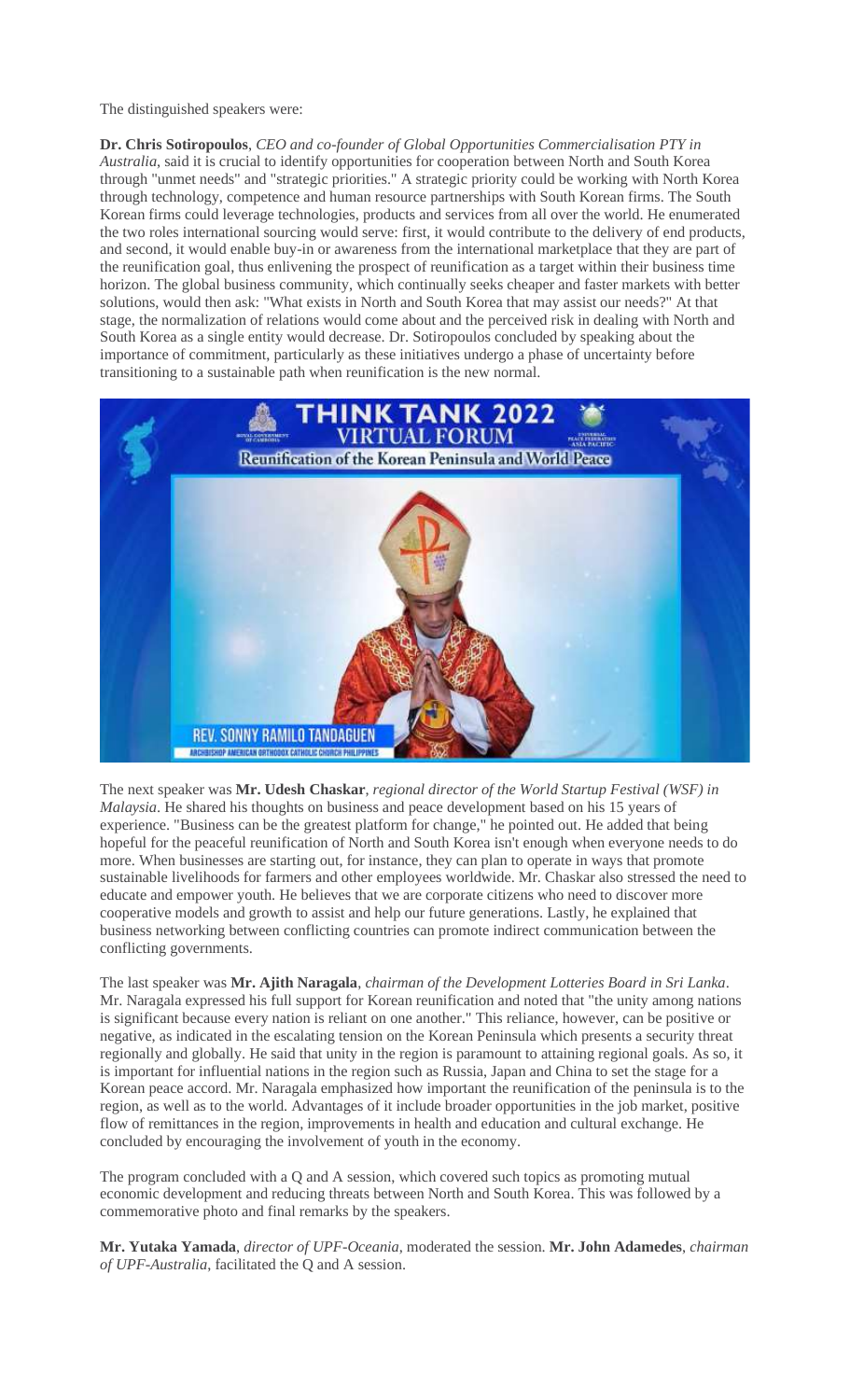The distinguished speakers were:

**Dr. Chris Sotiropoulos**, *CEO and co-founder of Global Opportunities Commercialisation PTY in Australia*, said it is crucial to identify opportunities for cooperation between North and South Korea through "unmet needs" and "strategic priorities." A strategic priority could be working with North Korea through technology, competence and human resource partnerships with South Korean firms. The South Korean firms could leverage technologies, products and services from all over the world. He enumerated the two roles international sourcing would serve: first, it would contribute to the delivery of end products, and second, it would enable buy-in or awareness from the international marketplace that they are part of the reunification goal, thus enlivening the prospect of reunification as a target within their business time horizon. The global business community, which continually seeks cheaper and faster markets with better solutions, would then ask: "What exists in North and South Korea that may assist our needs?" At that stage, the normalization of relations would come about and the perceived risk in dealing with North and South Korea as a single entity would decrease. Dr. Sotiropoulos concluded by speaking about the importance of commitment, particularly as these initiatives undergo a phase of uncertainty before transitioning to a sustainable path when reunification is the new normal.

The next speaker was **Mr. Udesh Chaskar**, *regional director of the World Startup Festival (WSF) in Malaysia*. He shared his thoughts on business and peace development based on his 15 years of experience. "Business can be the greatest platform for change," he pointed out. He added that being hopeful for the peaceful reunification of North and South Korea isn't enough when everyone needs to do more. When businesses are starting out, for instance, they can plan to operate in ways that promote sustainable livelihoods for farmers and other employees worldwide. Mr. Chaskar also stressed the need to educate and empower youth. He believes that we are corporate citizens who need to discover more cooperative models and growth to assist and help our future generations. Lastly, he explained that business networking between conflicting countries can promote indirect communication between the conflicting governments.

The last speaker was **Mr. Ajith Naragala**, *chairman of the Development Lotteries Board in Sri Lanka*. Mr. Naragala expressed his full support for Korean reunification and noted that "the unity among nations is significant because every nation is reliant on one another." This reliance, however, can be positive or negative, as indicated in the escalating tension on the Korean Peninsula which presents a security threat regionally and globally. He said that unity in the region is paramount to attaining regional goals. As so, it is important for influential nations in the region such as Russia, Japan and China to set the stage for a Korean peace accord. Mr. Naragala emphasized how important the reunification of the peninsula is to the region, as well as to the world. Advantages of it include broader opportunities in the job market, positive flow of remittances in the region, improvements in health and education and cultural exchange. He concluded by encouraging the involvement of youth in the economy.

The program concluded with a Q and A session, which covered such topics as promoting mutual economic development and reducing threats between North and South Korea. This was followed by a commemorative photo and final remarks by the speakers.

**Mr. Yutaka Yamada**, *director of UPF-Oceania*, moderated the session. **Mr. John Adamedes**, *chairman of UPF-Australia*, facilitated the Q and A session.